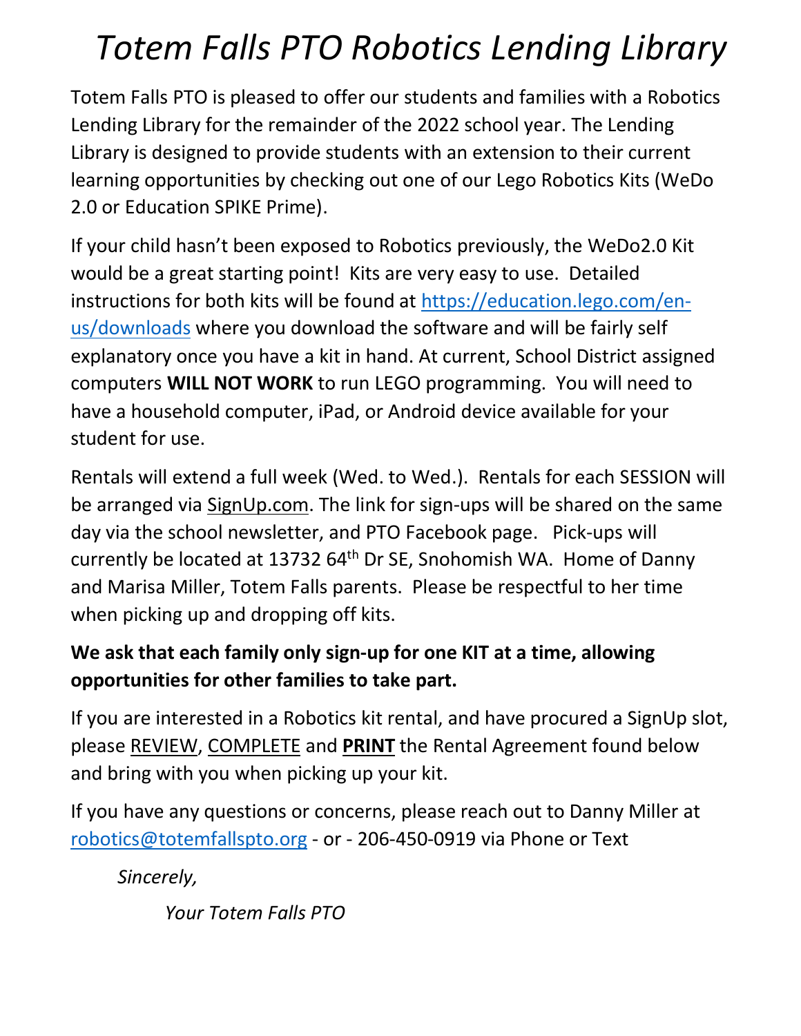# *Totem Falls PTO Robotics Lending Library*

Totem Falls PTO is pleased to offer our students and families with a Robotics Lending Library for the remainder of the 2022 school year. The Lending Library is designed to provide students with an extension to their current learning opportunities by checking out one of our Lego Robotics Kits (WeDo 2.0 or Education SPIKE Prime).

If your child hasn't been exposed to Robotics previously, the WeDo2.0 Kit would be a great starting point! Kits are very easy to use. Detailed instructions for both kits will be found at [https://education.lego.com/en-us/downloads](https://education.lego.com/en-us/downloads) where you download the software and will be fairly self explanatory once you have a kit in hand. At current, School District assigned computers **WILL NOT WORK** to run LEGO programming. You will need to have a household computer, iPad, or Android device available for your student for use.

Rentals will extend a full week (Wed. to Wed.). Rentals for each SESSION will be arranged via SignUp.com. The link for sign-ups will be shared on the same day via the school newsletter, and PTO Facebook page. Pick-ups will currently be located at 13732 64th Dr SE, Snohomish WA. Home of Danny and Marisa Miller, Totem Falls parents. Please be respectful to her time when picking up and dropping off kits.

**We ask that each family only sign-up for one KIT at a time, allowing opportunities for other families to take part.**

If you are interested in a Robotics kit rental, and have procured a SignUp slot, please REVIEW, COMPLETE and **PRINT** the Rental Agreement found below and bring with you when picking up your kit.

If you have any questions or concerns, please reach out to Danny Miller at [robotics@totemfallspto.org](mailto:robotics@totemfallspto.org) - or - 206-450-0919 via Phone or Text

*Sincerely,*

*Your Totem Falls PTO*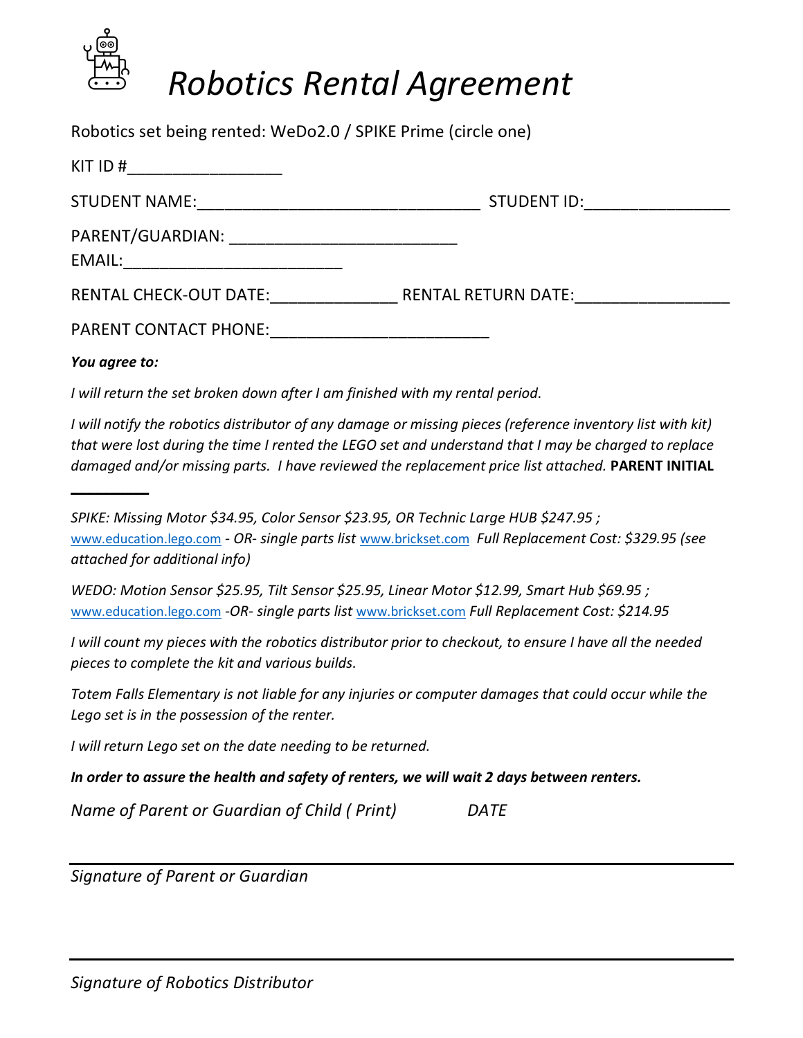# Robotics Rental Agreement

Robotics set being rented: WeDo2.0 / SPIKE Prime (circle one)

KIT ID #_________________

STUDENT NAME:_______________________________ STUDENT ID:________________

PARENT/GUARDIAN: _________________________

EMAIL:_________________________

RENTAL CHECK-OUT DATE:______________ RENTAL RETURN DATE:_________________

PARENT CONTACT PHONE:________________________

***You agree to:***

*I will return the set broken down after I am finished with my rental period.*

*I will notify the robotics distributor of any damage or missing pieces (reference inventory list with kit) that were lost during the time I rented the LEGO set and understand that I may be charged to replace damaged and/or missing parts. I have reviewed the replacement price list attached.* **PARENT INITIAL __________**

*SPIKE: Missing Motor $34.95, Color Sensor $23.95, OR Technic Large HUB $247.95 ;* www.education.lego.com *- OR- single parts list* www.brickset.com *Full Replacement Cost: $329.95 (see attached for additional info)*

*WEDO: Motion Sensor $25.95, Tilt Sensor $25.95, Linear Motor $12.99, Smart Hub $69.95 ;* www.education.lego.com *-OR- single parts list* www.brickset.com *Full Replacement Cost: $214.95*

*I will count my pieces with the robotics distributor prior to checkout, to ensure I have all the needed pieces to complete the kit and various builds.*

*Totem Falls Elementary is not liable for any injuries or computer damages that could occur while the Lego set is in the possession of the renter.*

*I will return Lego set on the date needing to be returned.*

***In order to assure the health and safety of renters, we will wait 2 days between renters.***

*Name of Parent or Guardian of Child ( Print)* *DATE*

___________________________________________________________________

*Signature of Parent or Guardian*

___________________________________________________________________

*Signature of Robotics Distributor*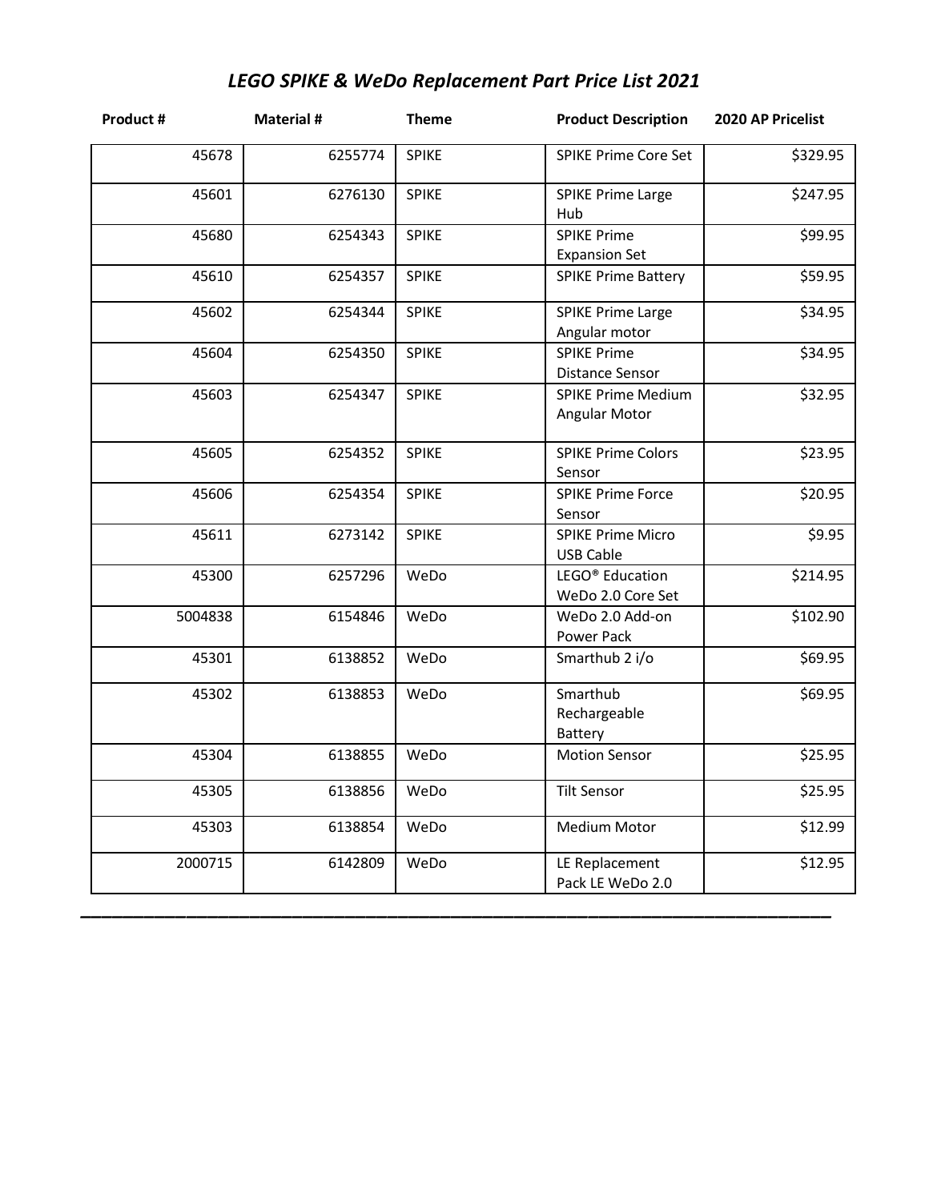# *LEGO SPIKE & WeDo Replacement Part Price List 2021*

| Product # | Material # | Theme | Product Description | 2020 AP Pricelist |
|---|---|---|---|---|
| 45678 | 6255774 | SPIKE | SPIKE Prime Core Set | $329.95 |
| 45601 | 6276130 | SPIKE | SPIKE Prime Large Hub | $247.95 |
| 45680 | 6254343 | SPIKE | SPIKE Prime Expansion Set | $99.95 |
| 45610 | 6254357 | SPIKE | SPIKE Prime Battery | $59.95 |
| 45602 | 6254344 | SPIKE | SPIKE Prime Large Angular motor | $34.95 |
| 45604 | 6254350 | SPIKE | SPIKE Prime Distance Sensor | $34.95 |
| 45603 | 6254347 | SPIKE | SPIKE Prime Medium Angular Motor | $32.95 |
| 45605 | 6254352 | SPIKE | SPIKE Prime Colors Sensor | $23.95 |
| 45606 | 6254354 | SPIKE | SPIKE Prime Force Sensor | $20.95 |
| 45611 | 6273142 | SPIKE | SPIKE Prime Micro USB Cable | $9.95 |
| 45300 | 6257296 | WeDo | LEGO® Education WeDo 2.0 Core Set | $214.95 |
| 5004838 | 6154846 | WeDo | WeDo 2.0 Add-on Power Pack | $102.90 |
| 45301 | 6138852 | WeDo | Smarthub 2 i/o | $69.95 |
| 45302 | 6138853 | WeDo | Smarthub Rechargeable Battery | $69.95 |
| 45304 | 6138855 | WeDo | Motion Sensor | $25.95 |
| 45305 | 6138856 | WeDo | Tilt Sensor | $25.95 |
| 45303 | 6138854 | WeDo | Medium Motor | $12.99 |
| 2000715 | 6142809 | WeDo | LE Replacement Pack LE WeDo 2.0 | $12.95 |